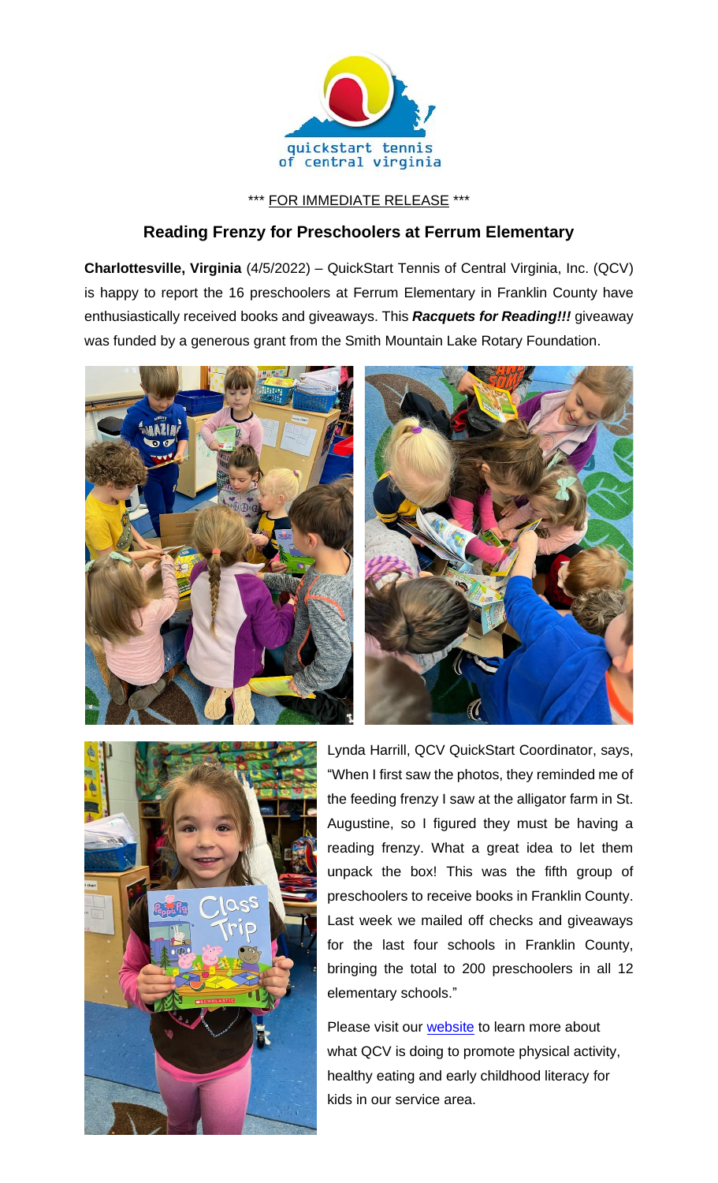quickstart tennis of central virginia

\*\*\* FOR IMMEDIATE RELEASE \*\*\*

## Reading Frenzy for Preschoolers at Ferrum Elementary

**Charlottesville, Virginia** (4/5/2022) – QuickStart Tennis of Central Virginia, Inc. (QCV) is happy to report the 16 preschoolers at Ferrum Elementary in Franklin County have enthusiastically received books and giveaways. This ***Racquets for Reading!!!*** giveaway was funded by a generous grant from the Smith Mountain Lake Rotary Foundation.

Lynda Harrill, QCV QuickStart Coordinator, says, "When I first saw the photos, they reminded me of the feeding frenzy I saw at the alligator farm in St. Augustine, so I figured they must be having a reading frenzy. What a great idea to let them unpack the box! This was the fifth group of preschoolers to receive books in Franklin County. Last week we mailed off checks and giveaways for the last four schools in Franklin County, bringing the total to 200 preschoolers in all 12 elementary schools."

Please visit our website to learn more about what QCV is doing to promote physical activity, healthy eating and early childhood literacy for kids in our service area.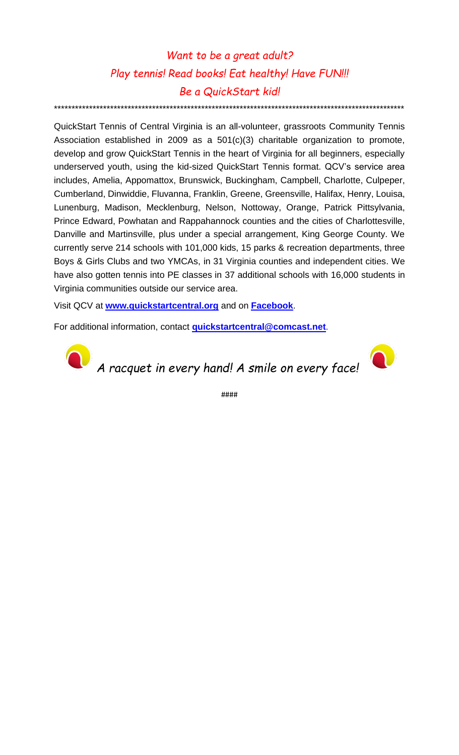*Want to be a great adult?*
*Play tennis! Read books! Eat healthy! Have FUN!!!*
*Be a QuickStart kid!*

*********************************************************************************************************

QuickStart Tennis of Central Virginia is an all-volunteer, grassroots Community Tennis Association established in 2009 as a 501(c)(3) charitable organization to promote, develop and grow QuickStart Tennis in the heart of Virginia for all beginners, especially underserved youth, using the kid-sized QuickStart Tennis format. QCV's service area includes, Amelia, Appomattox, Brunswick, Buckingham, Campbell, Charlotte, Culpeper, Cumberland, Dinwiddie, Fluvanna, Franklin, Greene, Greensville, Halifax, Henry, Louisa, Lunenburg, Madison, Mecklenburg, Nelson, Nottoway, Orange, Patrick Pittsylvania, Prince Edward, Powhatan and Rappahannock counties and the cities of Charlottesville, Danville and Martinsville, plus under a special arrangement, King George County. We currently serve 214 schools with 101,000 kids, 15 parks & recreation departments, three Boys & Girls Clubs and two YMCAs, in 31 Virginia counties and independent cities. We have also gotten tennis into PE classes in 37 additional schools with 16,000 students in Virginia communities outside our service area.

Visit QCV at **www.quickstartcentral.org** and on **Facebook**.

For additional information, contact **quickstartcentral@comcast.net**.

*A racquet in every hand! A smile on every face!*

####